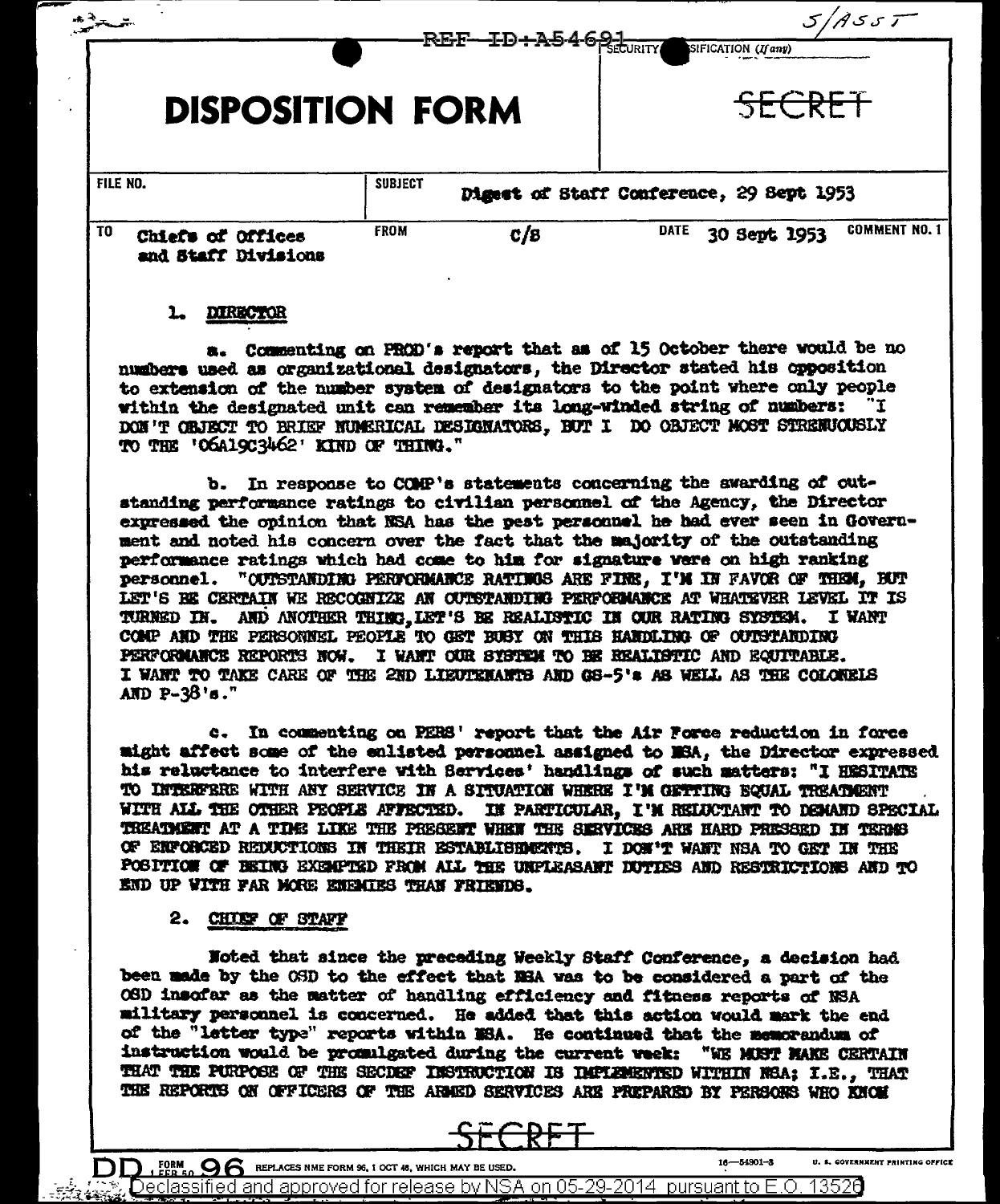REF ID:A54691

S/ASST

SECURITY CLASSIFICATION (If any)

# DISPOSITION FORM

SECRET

| FILE NO. | SUBJECT | Digest of Staff Conference, 29 Sept 1953 | |
|---|---|---|---|
| TO Chiefs of Offices and Staff Divisions | FROM C/S | DATE 30 Sept 1953 | COMMENT NO. 1 |

1. DIRECTOR

a. Commenting on PROD's report that as of 15 October there would be no numbers used as organizational designators, the Director stated his opposition to extension of the number system of designators to the point where only people within the designated unit can remember its long-winded string of numbers: "I DON'T OBJECT TO BRIEF NUMERICAL DESIGNATORS, BUT I DO OBJECT MOST STRENUOUSLY TO THE '06A19C3462' KIND OF THING."

b. In response to COMP's statements concerning the awarding of outstanding performance ratings to civilian personnel of the Agency, the Director expressed the opinion that NSA has the best personnel he had ever seen in Government and noted his concern over the fact that the majority of the outstanding performance ratings which had come to him for signature were on high ranking personnel. "OUTSTANDING PERFORMANCE RATINGS ARE FINE, I'M IN FAVOR OF THEM, BUT LET'S BE CERTAIN WE RECOGNIZE AN OUTSTANDING PERFORMANCE AT WHATEVER LEVEL IT IS TURNED IN. AND ANOTHER THING, LET'S BE REALISTIC IN OUR RATING SYSTEM. I WANT COMP AND THE PERSONNEL PEOPLE TO GET BUSY ON THIS HANDLING OF OUTSTANDING PERFORMANCE REPORTS NOW. I WANT OUR SYSTEM TO BE REALISTIC AND EQUITABLE. I WANT TO TAKE CARE OF THE 2ND LIEUTENANTS AND GS-5's AS WELL AS THE COLONELS AND P-38's."

c. In commenting on PERS' report that the Air Force reduction in force might affect some of the enlisted personnel assigned to NSA, the Director expressed his reluctance to interfere with Services' handlings of such matters: "I HESITATE TO INTERFERE WITH ANY SERVICE IN A SITUATION WHERE I'M GETTING EQUAL TREATMENT WITH ALL THE OTHER PEOPLE AFFECTED. IN PARTICULAR, I'M RELUCTANT TO DEMAND SPECIAL TREATMENT AT A TIME LIKE THE PRESENT WHEN THE SERVICES ARE HARD PRESSED IN TERMS OF ENFORCED REDUCTIONS IN THEIR ESTABLISHMENTS. I DON'T WANT NSA TO GET IN THE POSITION OF BEING EXEMPTED FROM ALL THE UNPLEASANT DUTIES AND RESTRICTIONS AND TO END UP WITH FAR MORE ENEMIES THAN FRIENDS.

2. CHIEF OF STAFF

Noted that since the preceding Weekly Staff Conference, a decision had been made by the OSD to the effect that NSA was to be considered a part of the OSD insofar as the matter of handling efficiency and fitness reports of NSA military personnel is concerned. He added that this action would mark the end of the "letter type" reports within NSA. He continued that the memorandum of instruction would be promulgated during the current week: "WE MUST MAKE CERTAIN THAT THE PURPOSE OF THE SECDEF INSTRUCTION IS IMPLEMENTED WITHIN NSA; I.E., THAT THE REPORTS ON OFFICERS OF THE ARMED SERVICES ARE PREPARED BY PERSONS WHO KNOW

SECRET

DD FORM 1 FEB 50 96 REPLACES NME FORM 96, 1 OCT 48, WHICH MAY BE USED. 16—54901-3 U. S. GOVERNMENT PRINTING OFFICE

Declassified and approved for release by NSA on 05-29-2014 pursuant to E.O. 13526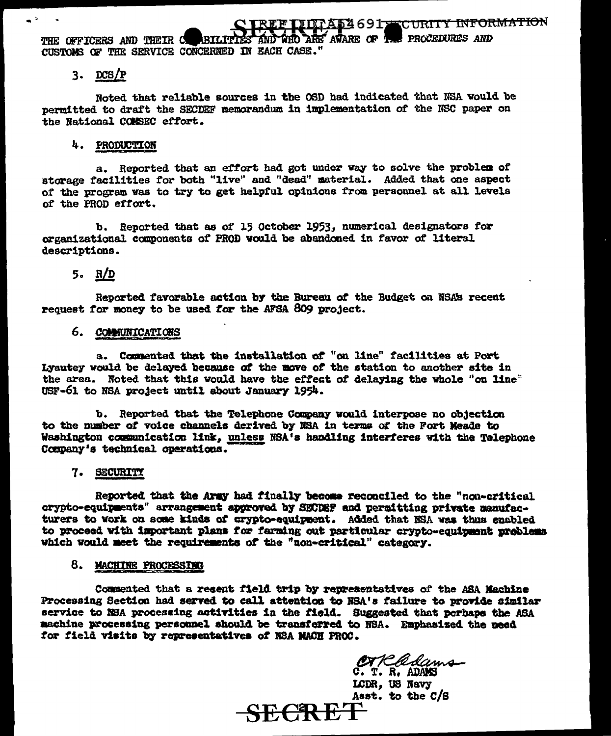THE OFFICERS AND THEIR CAPABILITIES AND WHO ARE AWARE OF THE PROCEDURES AND CUSTOMS OF THE SERVICE CONCERNED IN EACH CASE."

3. DCS/P

Noted that reliable sources in the OSD had indicated that NSA would be permitted to draft the SECDEF memorandum in implementation of the NSC paper on the National COMSEC effort.

4. PRODUCTION

a. Reported that an effort had got under way to solve the problem of storage facilities for both "live" and "dead" material. Added that one aspect of the program was to try to get helpful opinions from personnel at all levels of the PROD effort.

b. Reported that as of 15 October 1953, numerical designators for organizational components of PROD would be abandoned in favor of literal descriptions.

5. R/D

Reported favorable action by the Bureau of the Budget on NSA's recent request for money to be used for the AFSA 809 project.

6. COMMUNICATIONS

a. Commented that the installation of "on line" facilities at Port Lyautey would be delayed because of the move of the station to another site in the area. Noted that this would have the effect of delaying the whole "on line" USF-61 to NSA project until about January 1954.

b. Reported that the Telephone Company would interpose no objection to the number of voice channels derived by NSA in terms of the Fort Meade to Washington communication link, unless NSA's handling interferes with the Telephone Company's technical operations.

7. SECURITY

Reported that the Army had finally become reconciled to the "non-critical crypto-equipments" arrangement approved by SECDEF and permitting private manufacturers to work on some kinds of crypto-equipment. Added that NSA was thus enabled to proceed with important plans for farming out particular crypto-equipment problems which would meet the requirements of the "non-critical" category.

8. MACHINE PROCESSING

Commented that a recent field trip by representatives of the ASA Machine Processing Section had served to call attention to NSA's failure to provide similar service to NSA processing activities in the field. Suggested that perhaps the ASA machine processing personnel should be transferred to NSA. Emphasized the need for field visits by representatives of NSA MACH PROC.

C. T. R. ADAMS
LCDR, US Navy
Asst. to the C/S

SECRET